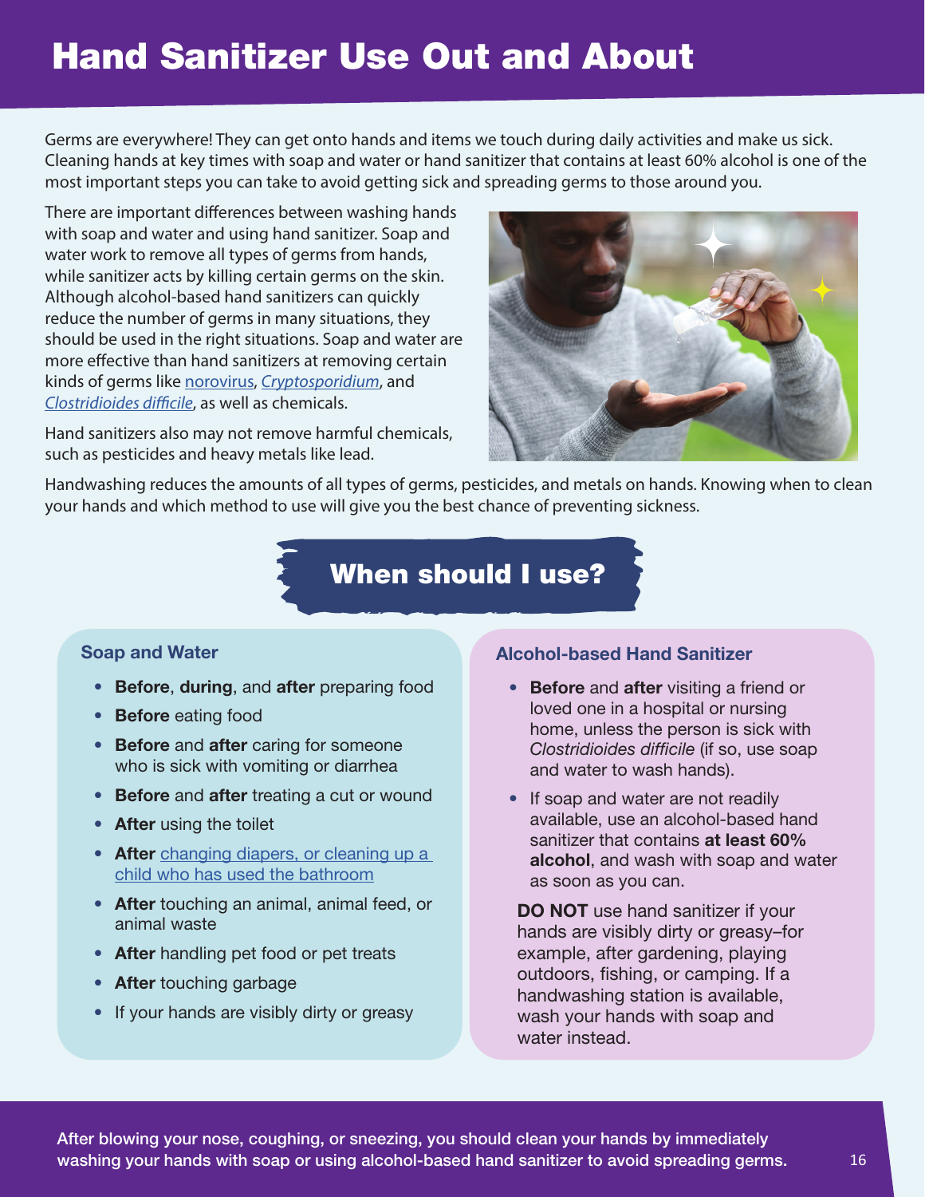# Hand Sanitizer Use Out and About

Germs are everywhere! They can get onto hands and items we touch during daily activities and make us sick. Cleaning hands at key times with soap and water or hand sanitizer that contains at least 60% alcohol is one of the most important steps you can take to avoid getting sick and spreading germs to those around you.

There are important differences between washing hands with soap and water and using hand sanitizer. Soap and water work to remove all types of germs from hands, while sanitizer acts by killing certain germs on the skin. Although alcohol-based hand sanitizers can quickly reduce the number of germs in many situations, they should be used in the right situations. Soap and water are more effective than hand sanitizers at removing certain kinds of germs like norovirus, *Cryptosporidium*, and *Clostridioides difficile*, as well as chemicals.

Hand sanitizers also may not remove harmful chemicals, such as pesticides and heavy metals like lead.

Handwashing reduces the amounts of all types of germs, pesticides, and metals on hands. Knowing when to clean your hands and which method to use will give you the best chance of preventing sickness.

## When should I use?

### Soap and Water

- **Before**, **during**, and **after** preparing food
- **Before** eating food
- **Before** and **after** caring for someone who is sick with vomiting or diarrhea
- **Before** and **after** treating a cut or wound
- **After** using the toilet
- **After** changing diapers, or cleaning up a child who has used the bathroom
- **After** touching an animal, animal feed, or animal waste
- **After** handling pet food or pet treats
- **After** touching garbage
- If your hands are visibly dirty or greasy

### Alcohol-based Hand Sanitizer

- **Before** and **after** visiting a friend or loved one in a hospital or nursing home, unless the person is sick with *Clostridioides difficile* (if so, use soap and water to wash hands).
- If soap and water are not readily available, use an alcohol-based hand sanitizer that contains **at least 60% alcohol**, and wash with soap and water as soon as you can.

**DO NOT** use hand sanitizer if your hands are visibly dirty or greasy–for example, after gardening, playing outdoors, fishing, or camping. If a handwashing station is available, wash your hands with soap and water instead.

After blowing your nose, coughing, or sneezing, you should clean your hands by immediately washing your hands with soap or using alcohol-based hand sanitizer to avoid spreading germs.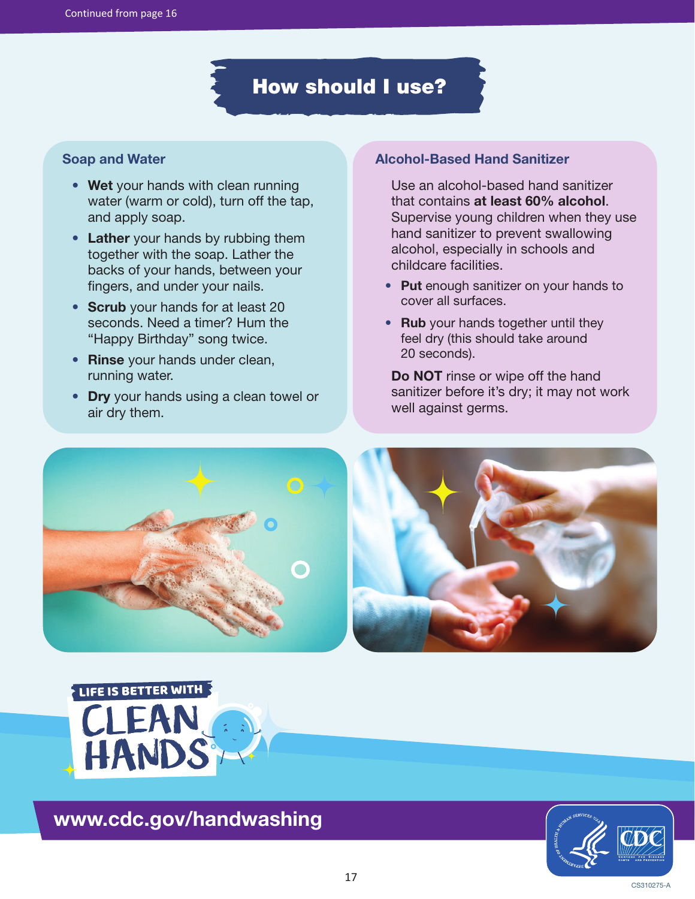Continued from page 16

# How should I use?

## Soap and Water

- **Wet** your hands with clean running water (warm or cold), turn off the tap, and apply soap.
- **Lather** your hands by rubbing them together with the soap. Lather the backs of your hands, between your fingers, and under your nails.
- **Scrub** your hands for at least 20 seconds. Need a timer? Hum the "Happy Birthday" song twice.
- **Rinse** your hands under clean, running water.
- **Dry** your hands using a clean towel or air dry them.

## Alcohol-Based Hand Sanitizer

Use an alcohol-based hand sanitizer that contains **at least 60% alcohol**. Supervise young children when they use hand sanitizer to prevent swallowing alcohol, especially in schools and childcare facilities.

- **Put** enough sanitizer on your hands to cover all surfaces.
- **Rub** your hands together until they feel dry (this should take around 20 seconds).

**Do NOT** rinse or wipe off the hand sanitizer before it's dry; it may not work well against germs.

LIFE IS BETTER WITH CLEAN HANDS

www.cdc.gov/handwashing

CS310275-A